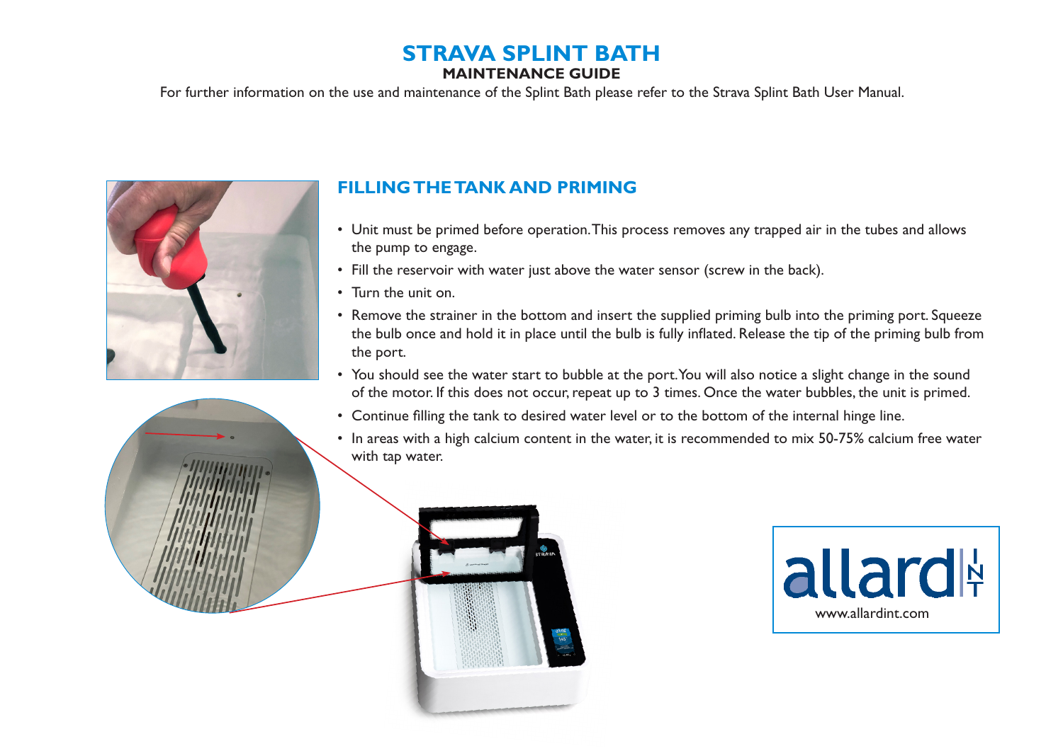# STRAVA SPLINT BATH

## MAINTENANCE GUIDE

For further information on the use and maintenance of the Splint Bath please refer to the Strava Splint Bath User Manual.

## FILLING THE TANK AND PRIMING

- Unit must be primed before operation. This process removes any trapped air in the tubes and allows the pump to engage.
- Fill the reservoir with water just above the water sensor (screw in the back).
- Turn the unit on.
- Remove the strainer in the bottom and insert the supplied priming bulb into the priming port. Squeeze the bulb once and hold it in place until the bulb is fully inflated. Release the tip of the priming bulb from the port.
- You should see the water start to bubble at the port. You will also notice a slight change in the sound of the motor. If this does not occur, repeat up to 3 times. Once the water bubbles, the unit is primed.
- Continue filling the tank to desired water level or to the bottom of the internal hinge line.
- In areas with a high calcium content in the water, it is recommended to mix 50-75% calcium free water with tap water.

allard INT
www.allardint.com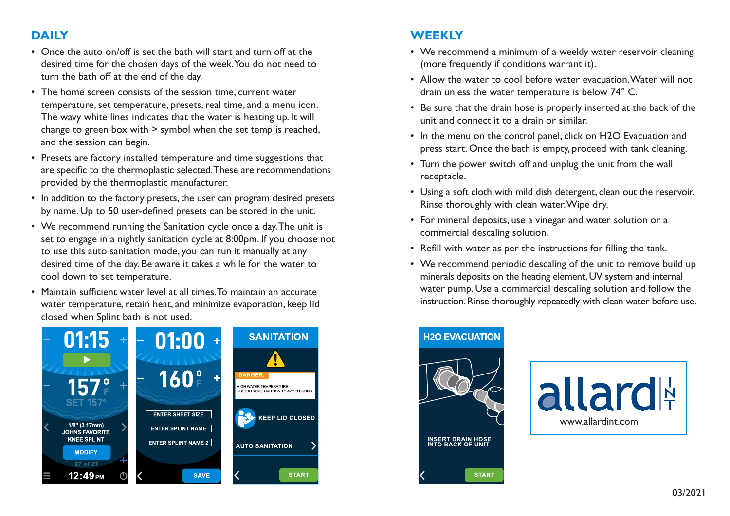## DAILY

- Once the auto on/off is set the bath will start and turn off at the desired time for the chosen days of the week. You do not need to turn the bath off at the end of the day.
- The home screen consists of the session time, current water temperature, set temperature, presets, real time, and a menu icon. The wavy white lines indicates that the water is heating up. It will change to green box with > symbol when the set temp is reached, and the session can begin.
- Presets are factory installed temperature and time suggestions that are specific to the thermoplastic selected. These are recommendations provided by the thermoplastic manufacturer.
- In addition to the factory presets, the user can program desired presets by name. Up to 50 user-defined presets can be stored in the unit.
- We recommend running the Sanitation cycle once a day. The unit is set to engage in a nightly sanitation cycle at 8:00pm. If you choose not to use this auto sanitation mode, you can run it manually at any desired time of the day. Be aware it takes a while for the water to cool down to set temperature.
- Maintain sufficient water level at all times. To maintain an accurate water temperature, retain heat, and minimize evaporation, keep lid closed when Splint bath is not used.

01:15
157° F
SET 157°
1/8" (3.17mm)
JOHNS FAVORITE
KNEE SPLINT
MODIFY
27 of 27
12:49 PM

01:00
160° F
ENTER SHEET SIZE
ENTER SPLINT NAME
ENTER SPLINT NAME 2
SAVE

SANITATION
DANGER:
HIGH WATER TEMPERATURE
USE EXTREME CAUTION TO AVOID BURNS
KEEP LID CLOSED
AUTO SANITATION
START

## WEEKLY

- We recommend a minimum of a weekly water reservoir cleaning (more frequently if conditions warrant it).
- Allow the water to cool before water evacuation. Water will not drain unless the water temperature is below 74° C.
- Be sure that the drain hose is properly inserted at the back of the unit and connect it to a drain or similar.
- In the menu on the control panel, click on H2O Evacuation and press start. Once the bath is empty, proceed with tank cleaning.
- Turn the power switch off and unplug the unit from the wall receptacle.
- Using a soft cloth with mild dish detergent, clean out the reservoir. Rinse thoroughly with clean water. Wipe dry.
- For mineral deposits, use a vinegar and water solution or a commercial descaling solution.
- Refill with water as per the instructions for filling the tank.
- We recommend periodic descaling of the unit to remove build up minerals deposits on the heating element, UV system and internal water pump. Use a commercial descaling solution and follow the instruction. Rinse thoroughly repeatedly with clean water before use.

H2O EVACUATION
INSERT DRAIN HOSE INTO BACK OF UNIT
START

allard INT
www.allardint.com

03/2021